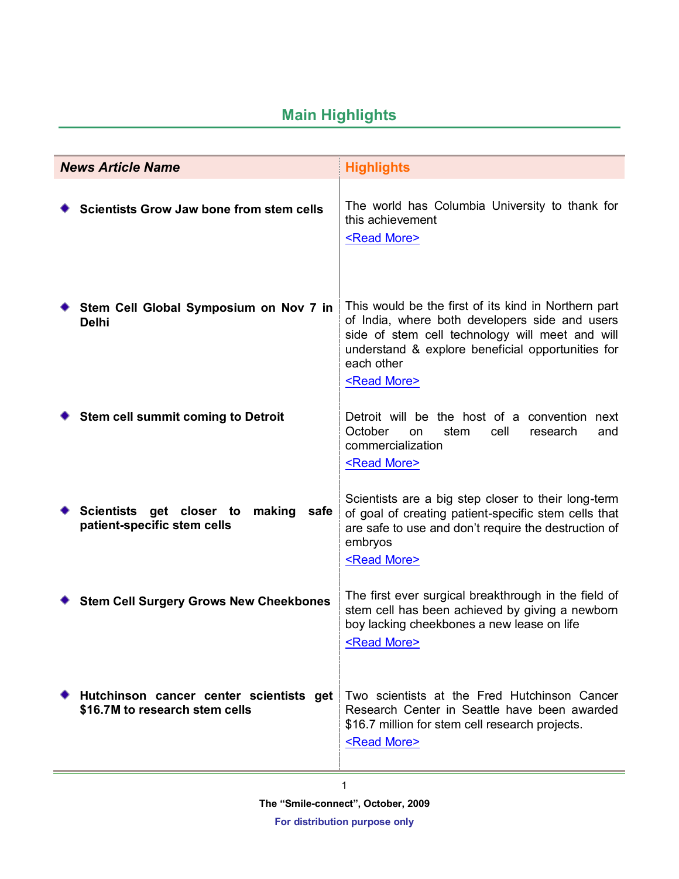## Main Highlights

| News Article Name | Highlights |
|---|---|
| **Scientists Grow Jaw bone from stem cells** | The world has Columbia University to thank for this achievement <Read More> |
| **Stem Cell Global Symposium on Nov 7 in Delhi** | This would be the first of its kind in Northern part of India, where both developers side and users side of stem cell technology will meet and will understand & explore beneficial opportunities for each other <Read More> |
| **Stem cell summit coming to Detroit** | Detroit will be the host of a convention next October on stem cell research and commercialization <Read More> |
| **Scientists get closer to making safe patient-specific stem cells** | Scientists are a big step closer to their long-term of goal of creating patient-specific stem cells that are safe to use and don't require the destruction of embryos <Read More> |
| **Stem Cell Surgery Grows New Cheekbones** | The first ever surgical breakthrough in the field of stem cell has been achieved by giving a newborn boy lacking cheekbones a new lease on life <Read More> |
| **Hutchinson cancer center scientists get $16.7M to research stem cells** | Two scientists at the Fred Hutchinson Cancer Research Center in Seattle have been awarded $16.7 million for stem cell research projects. <Read More> |

**The "Smile-connect", October, 2009**

**For distribution purpose only**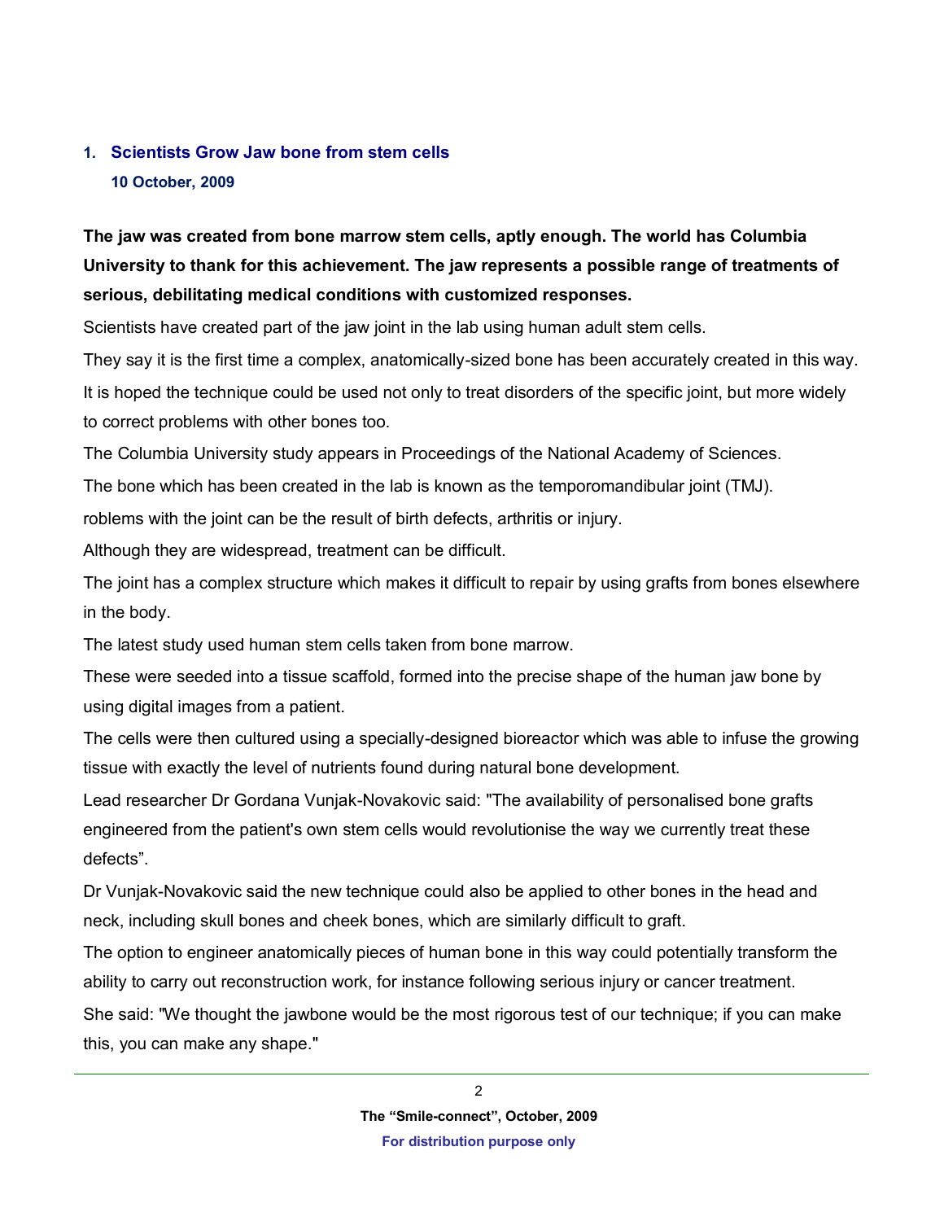## 1. Scientists Grow Jaw bone from stem cells

**10 October, 2009**

**The jaw was created from bone marrow stem cells, aptly enough. The world has Columbia University to thank for this achievement. The jaw represents a possible range of treatments of serious, debilitating medical conditions with customized responses.**

Scientists have created part of the jaw joint in the lab using human adult stem cells.

They say it is the first time a complex, anatomically-sized bone has been accurately created in this way.

It is hoped the technique could be used not only to treat disorders of the specific joint, but more widely to correct problems with other bones too.

The Columbia University study appears in Proceedings of the National Academy of Sciences.

The bone which has been created in the lab is known as the temporomandibular joint (TMJ).

roblems with the joint can be the result of birth defects, arthritis or injury.

Although they are widespread, treatment can be difficult.

The joint has a complex structure which makes it difficult to repair by using grafts from bones elsewhere in the body.

The latest study used human stem cells taken from bone marrow.

These were seeded into a tissue scaffold, formed into the precise shape of the human jaw bone by using digital images from a patient.

The cells were then cultured using a specially-designed bioreactor which was able to infuse the growing tissue with exactly the level of nutrients found during natural bone development.

Lead researcher Dr Gordana Vunjak-Novakovic said: "The availability of personalised bone grafts engineered from the patient's own stem cells would revolutionise the way we currently treat these defects".

Dr Vunjak-Novakovic said the new technique could also be applied to other bones in the head and neck, including skull bones and cheek bones, which are similarly difficult to graft.

The option to engineer anatomically pieces of human bone in this way could potentially transform the ability to carry out reconstruction work, for instance following serious injury or cancer treatment.

She said: "We thought the jawbone would be the most rigorous test of our technique; if you can make this, you can make any shape."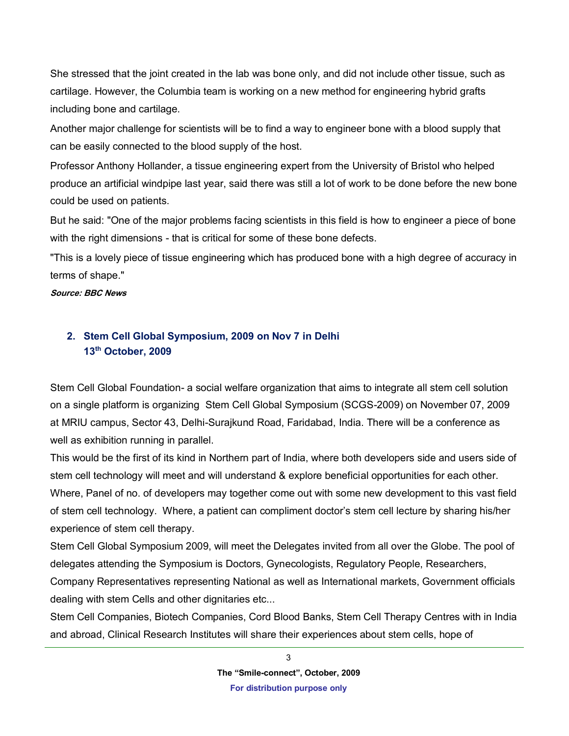She stressed that the joint created in the lab was bone only, and did not include other tissue, such as cartilage. However, the Columbia team is working on a new method for engineering hybrid grafts including bone and cartilage.

Another major challenge for scientists will be to find a way to engineer bone with a blood supply that can be easily connected to the blood supply of the host.

Professor Anthony Hollander, a tissue engineering expert from the University of Bristol who helped produce an artificial windpipe last year, said there was still a lot of work to be done before the new bone could be used on patients.

But he said: "One of the major problems facing scientists in this field is how to engineer a piece of bone with the right dimensions - that is critical for some of these bone defects.

"This is a lovely piece of tissue engineering which has produced bone with a high degree of accuracy in terms of shape."

***Source: BBC News***

## 2. Stem Cell Global Symposium, 2009 on Nov 7 in Delhi
## 13th October, 2009

Stem Cell Global Foundation- a social welfare organization that aims to integrate all stem cell solution on a single platform is organizing Stem Cell Global Symposium (SCGS-2009) on November 07, 2009 at MRIU campus, Sector 43, Delhi-Surajkund Road, Faridabad, India. There will be a conference as well as exhibition running in parallel.

This would be the first of its kind in Northern part of India, where both developers side and users side of stem cell technology will meet and will understand & explore beneficial opportunities for each other. Where, Panel of no. of developers may together come out with some new development to this vast field of stem cell technology. Where, a patient can compliment doctor's stem cell lecture by sharing his/her experience of stem cell therapy.

Stem Cell Global Symposium 2009, will meet the Delegates invited from all over the Globe. The pool of delegates attending the Symposium is Doctors, Gynecologists, Regulatory People, Researchers, Company Representatives representing National as well as International markets, Government officials dealing with stem Cells and other dignitaries etc...

Stem Cell Companies, Biotech Companies, Cord Blood Banks, Stem Cell Therapy Centres with in India and abroad, Clinical Research Institutes will share their experiences about stem cells, hope of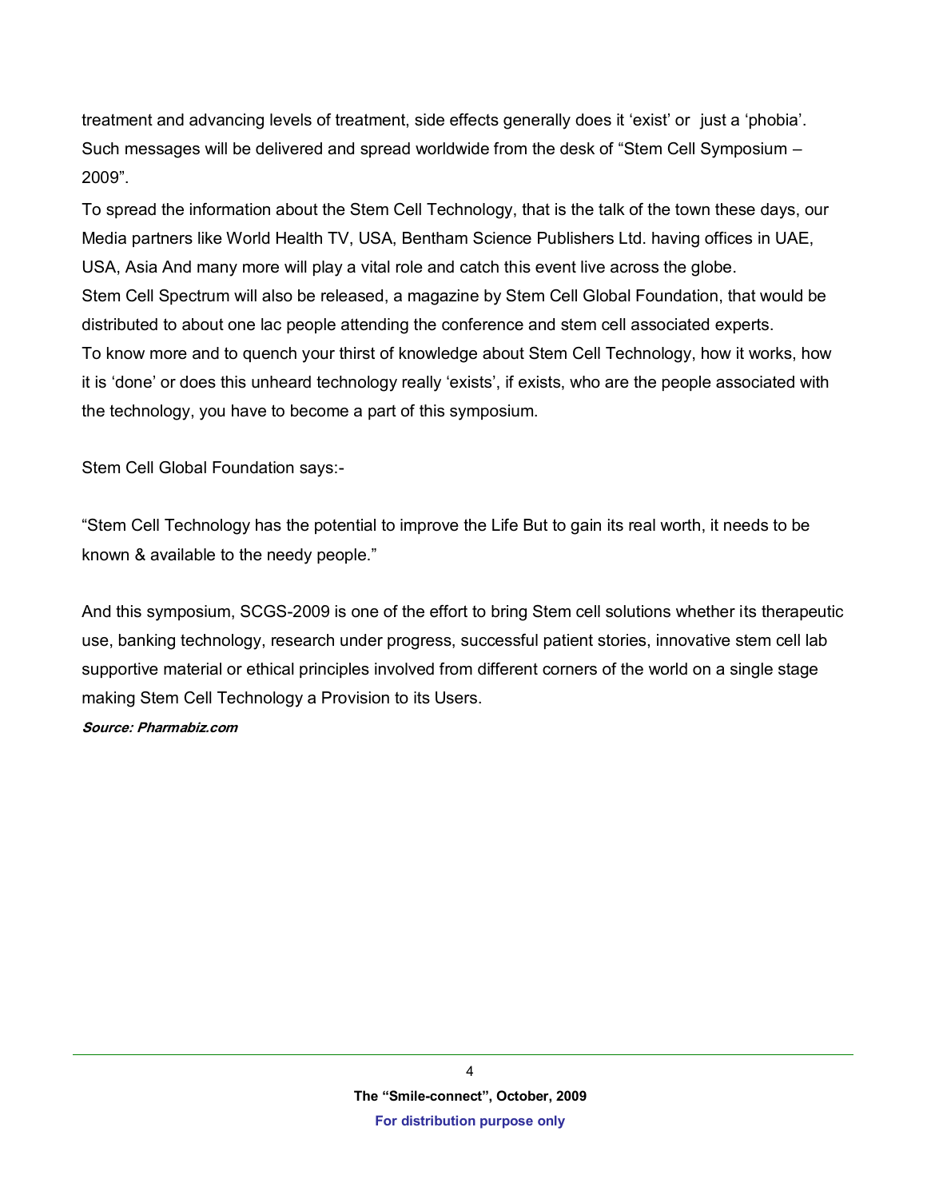treatment and advancing levels of treatment, side effects generally does it 'exist' or  just a 'phobia'. Such messages will be delivered and spread worldwide from the desk of "Stem Cell Symposium – 2009".

To spread the information about the Stem Cell Technology, that is the talk of the town these days, our Media partners like World Health TV, USA, Bentham Science Publishers Ltd. having offices in UAE, USA, Asia And many more will play a vital role and catch this event live across the globe.

Stem Cell Spectrum will also be released, a magazine by Stem Cell Global Foundation, that would be distributed to about one lac people attending the conference and stem cell associated experts.

To know more and to quench your thirst of knowledge about Stem Cell Technology, how it works, how it is 'done' or does this unheard technology really 'exists', if exists, who are the people associated with the technology, you have to become a part of this symposium.

Stem Cell Global Foundation says:-

"Stem Cell Technology has the potential to improve the Life But to gain its real worth, it needs to be known & available to the needy people."

And this symposium, SCGS-2009 is one of the effort to bring Stem cell solutions whether its therapeutic use, banking technology, research under progress, successful patient stories, innovative stem cell lab supportive material or ethical principles involved from different corners of the world on a single stage making Stem Cell Technology a Provision to its Users.

***Source: Pharmabiz.com***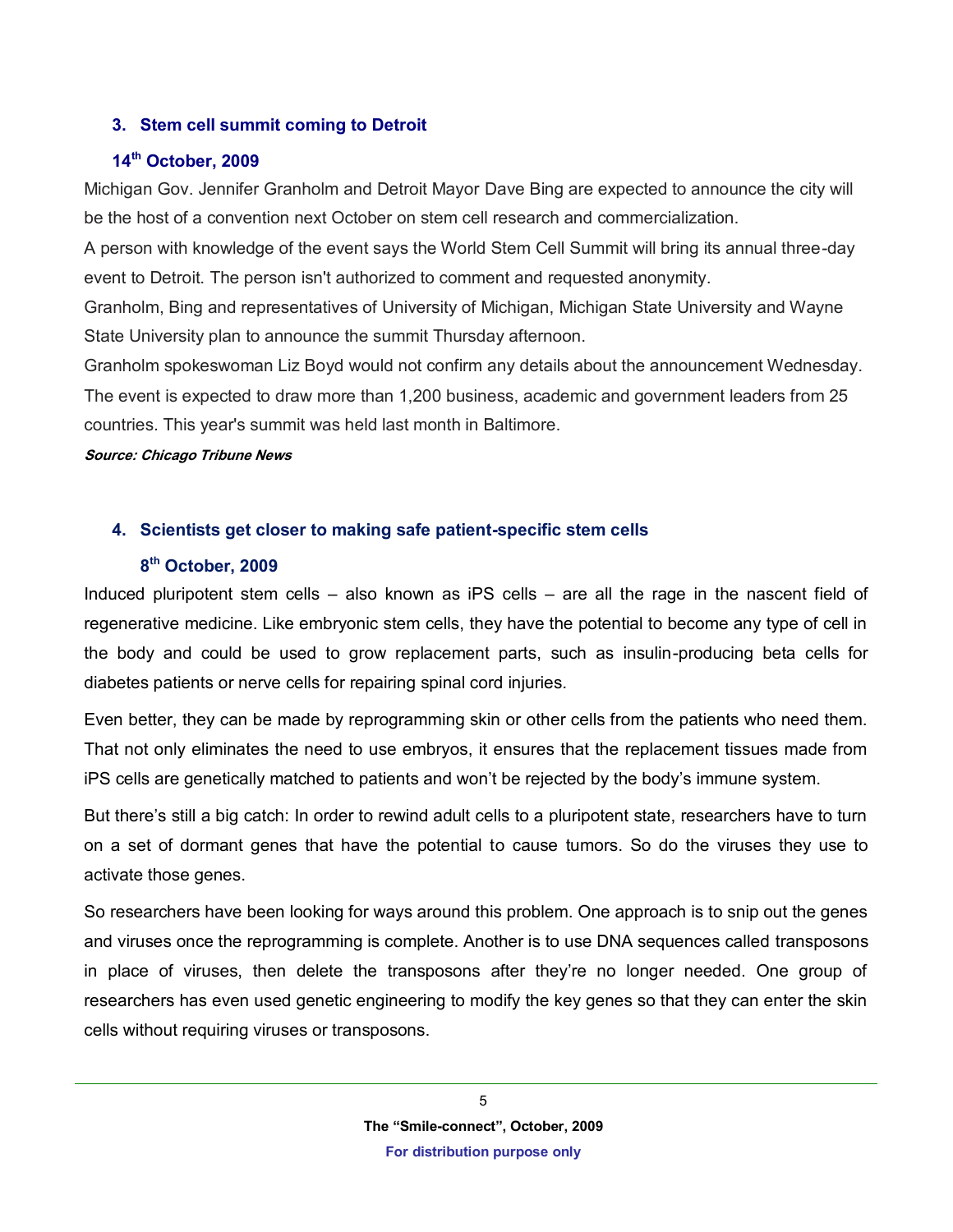### 3. Stem cell summit coming to Detroit

**14th October, 2009**

Michigan Gov. Jennifer Granholm and Detroit Mayor Dave Bing are expected to announce the city will be the host of a convention next October on stem cell research and commercialization.

A person with knowledge of the event says the World Stem Cell Summit will bring its annual three-day event to Detroit. The person isn't authorized to comment and requested anonymity.

Granholm, Bing and representatives of University of Michigan, Michigan State University and Wayne State University plan to announce the summit Thursday afternoon.

Granholm spokeswoman Liz Boyd would not confirm any details about the announcement Wednesday. The event is expected to draw more than 1,200 business, academic and government leaders from 25 countries. This year's summit was held last month in Baltimore.

***Source: Chicago Tribune News***

### 4. Scientists get closer to making safe patient-specific stem cells

**8th October, 2009**

Induced pluripotent stem cells – also known as iPS cells – are all the rage in the nascent field of regenerative medicine. Like embryonic stem cells, they have the potential to become any type of cell in the body and could be used to grow replacement parts, such as insulin-producing beta cells for diabetes patients or nerve cells for repairing spinal cord injuries.

Even better, they can be made by reprogramming skin or other cells from the patients who need them. That not only eliminates the need to use embryos, it ensures that the replacement tissues made from iPS cells are genetically matched to patients and won't be rejected by the body's immune system.

But there's still a big catch: In order to rewind adult cells to a pluripotent state, researchers have to turn on a set of dormant genes that have the potential to cause tumors. So do the viruses they use to activate those genes.

So researchers have been looking for ways around this problem. One approach is to snip out the genes and viruses once the reprogramming is complete. Another is to use DNA sequences called transposons in place of viruses, then delete the transposons after they're no longer needed. One group of researchers has even used genetic engineering to modify the key genes so that they can enter the skin cells without requiring viruses or transposons.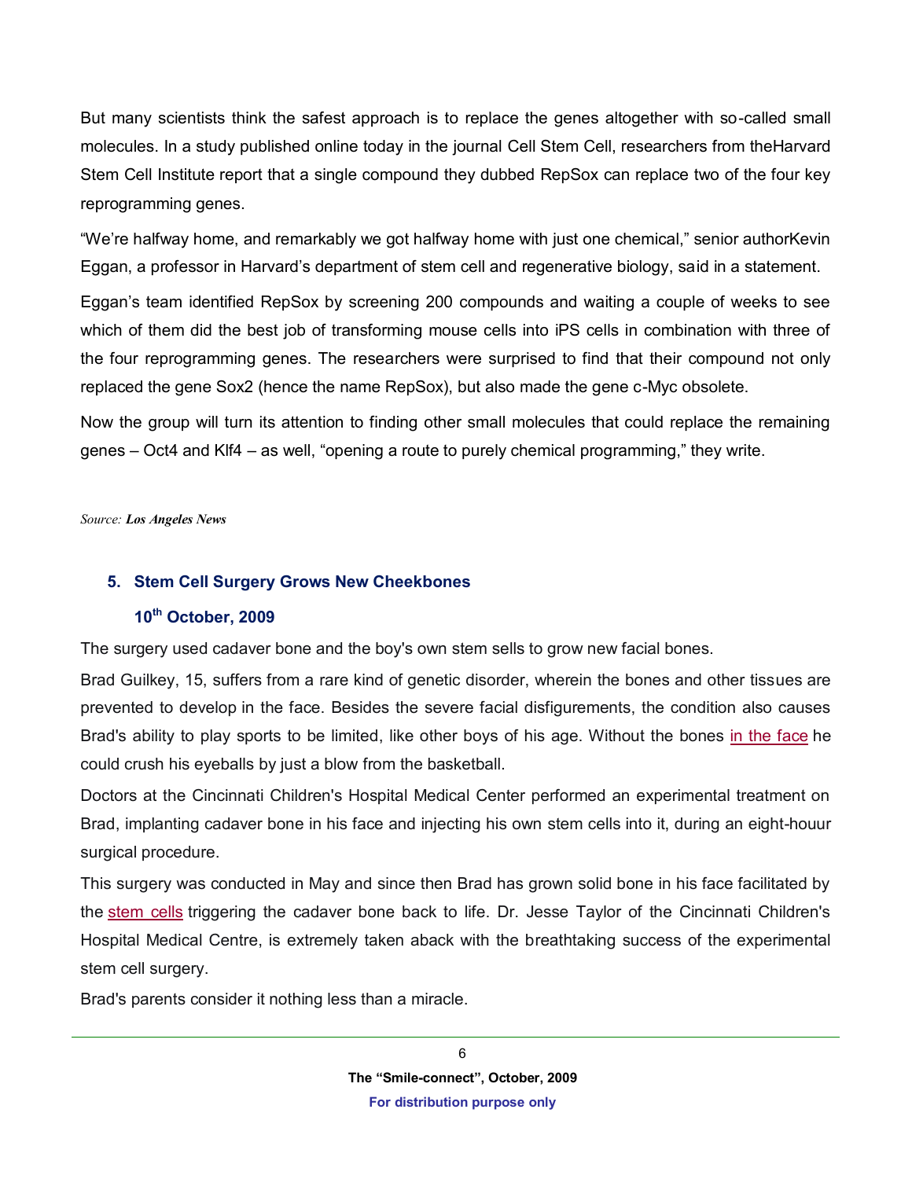But many scientists think the safest approach is to replace the genes altogether with so-called small molecules. In a study published online today in the journal Cell Stem Cell, researchers from theHarvard Stem Cell Institute report that a single compound they dubbed RepSox can replace two of the four key reprogramming genes.

“We’re halfway home, and remarkably we got halfway home with just one chemical,” senior authorKevin Eggan, a professor in Harvard’s department of stem cell and regenerative biology, said in a statement.

Eggan’s team identified RepSox by screening 200 compounds and waiting a couple of weeks to see which of them did the best job of transforming mouse cells into iPS cells in combination with three of the four reprogramming genes. The researchers were surprised to find that their compound not only replaced the gene Sox2 (hence the name RepSox), but also made the gene c-Myc obsolete.

Now the group will turn its attention to finding other small molecules that could replace the remaining genes – Oct4 and Klf4 – as well, “opening a route to purely chemical programming,” they write.

*Source:* ***Los Angeles News***

### 5. Stem Cell Surgery Grows New Cheekbones

**10th October, 2009**

The surgery used cadaver bone and the boy's own stem sells to grow new facial bones.

Brad Guilkey, 15, suffers from a rare kind of genetic disorder, wherein the bones and other tissues are prevented to develop in the face. Besides the severe facial disfigurements, the condition also causes Brad's ability to play sports to be limited, like other boys of his age. Without the bones in the face he could crush his eyeballs by just a blow from the basketball.

Doctors at the Cincinnati Children's Hospital Medical Center performed an experimental treatment on Brad, implanting cadaver bone in his face and injecting his own stem cells into it, during an eight-houur surgical procedure.

This surgery was conducted in May and since then Brad has grown solid bone in his face facilitated by the stem cells triggering the cadaver bone back to life. Dr. Jesse Taylor of the Cincinnati Children's Hospital Medical Centre, is extremely taken aback with the breathtaking success of the experimental stem cell surgery.

Brad's parents consider it nothing less than a miracle.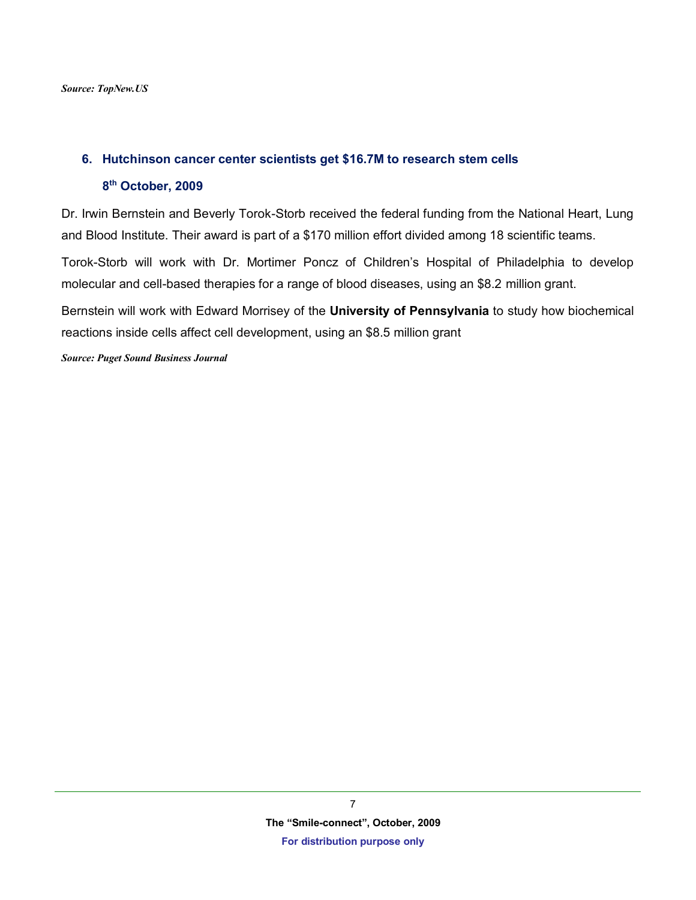***Source: TopNew.US***

### 6. Hutchinson cancer center scientists get $16.7M to research stem cells

**8th October, 2009**

Dr. Irwin Bernstein and Beverly Torok-Storb received the federal funding from the National Heart, Lung and Blood Institute. Their award is part of a $170 million effort divided among 18 scientific teams.

Torok-Storb will work with Dr. Mortimer Poncz of Children's Hospital of Philadelphia to develop molecular and cell-based therapies for a range of blood diseases, using an $8.2 million grant.

Bernstein will work with Edward Morrisey of the **University of Pennsylvania** to study how biochemical reactions inside cells affect cell development, using an $8.5 million grant

***Source: Puget Sound Business Journal***